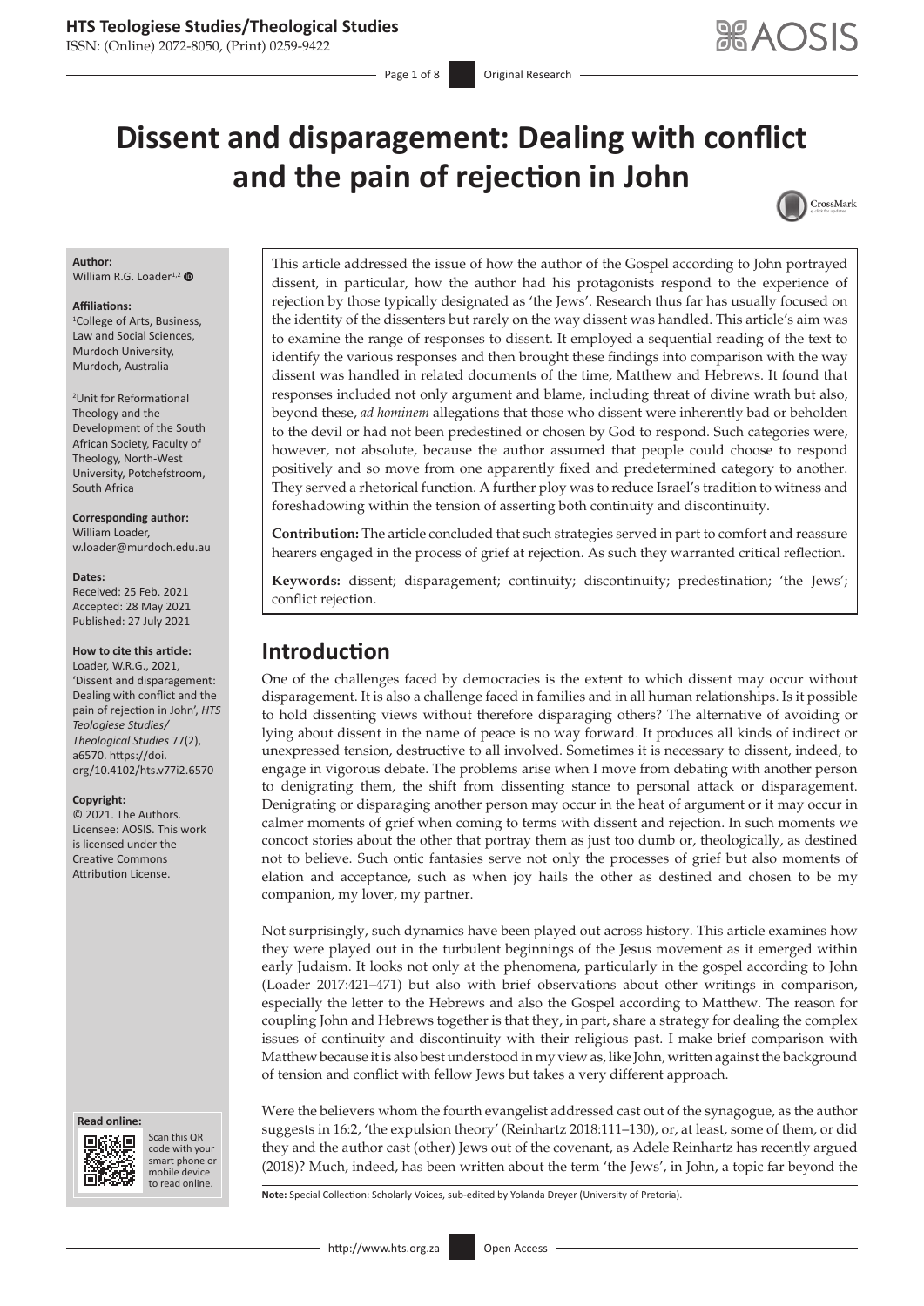# Dissent and disparagement: Dealing with conflict and the pain of rejection in John

**Author:**
William R.G. Loader[1,2]

**Affiliations:**
[1]College of Arts, Business, Law and Social Sciences, Murdoch University, Murdoch, Australia

[2]Unit for Reformational Theology and the Development of the South African Society, Faculty of Theology, North-West University, Potchefstroom, South Africa

**Corresponding author:**
William Loader,
w.loader@murdoch.edu.au

**Dates:**
Received: 25 Feb. 2021
Accepted: 28 May 2021
Published: 27 July 2021

**How to cite this article:**
Loader, W.R.G., 2021, 'Dissent and disparagement: Dealing with conflict and the pain of rejection in John', *HTS Teologiese Studies/Theological Studies* 77(2), a6570. https://doi.org/10.4102/hts.v77i2.6570

**Copyright:**
© 2021. The Authors. Licensee: AOSIS. This work is licensed under the Creative Commons Attribution License.

This article addressed the issue of how the author of the Gospel according to John portrayed dissent, in particular, how the author had his protagonists respond to the experience of rejection by those typically designated as 'the Jews'. Research thus far has usually focused on the identity of the dissenters but rarely on the way dissent was handled. This article's aim was to examine the range of responses to dissent. It employed a sequential reading of the text to identify the various responses and then brought these findings into comparison with the way dissent was handled in related documents of the time, Matthew and Hebrews. It found that responses included not only argument and blame, including threat of divine wrath but also, beyond these, *ad hominem* allegations that those who dissent were inherently bad or beholden to the devil or had not been predestined or chosen by God to respond. Such categories were, however, not absolute, because the author assumed that people could choose to respond positively and so move from one apparently fixed and predetermined category to another. They served a rhetorical function. A further ploy was to reduce Israel's tradition to witness and foreshadowing within the tension of asserting both continuity and discontinuity.

**Contribution:** The article concluded that such strategies served in part to comfort and reassure hearers engaged in the process of grief at rejection. As such they warranted critical reflection.

**Keywords:** dissent; disparagement; continuity; discontinuity; predestination; 'the Jews'; conflict rejection.

## Introduction

One of the challenges faced by democracies is the extent to which dissent may occur without disparagement. It is also a challenge faced in families and in all human relationships. Is it possible to hold dissenting views without therefore disparaging others? The alternative of avoiding or lying about dissent in the name of peace is no way forward. It produces all kinds of indirect or unexpressed tension, destructive to all involved. Sometimes it is necessary to dissent, indeed, to engage in vigorous debate. The problems arise when I move from debating with another person to denigrating them, the shift from dissenting stance to personal attack or disparagement. Denigrating or disparaging another person may occur in the heat of argument or it may occur in calmer moments of grief when coming to terms with dissent and rejection. In such moments we concoct stories about the other that portray them as just too dumb or, theologically, as destined not to believe. Such ontic fantasies serve not only the processes of grief but also moments of elation and acceptance, such as when joy hails the other as destined and chosen to be my companion, my lover, my partner.

Not surprisingly, such dynamics have been played out across history. This article examines how they were played out in the turbulent beginnings of the Jesus movement as it emerged within early Judaism. It looks not only at the phenomena, particularly in the gospel according to John (Loader 2017:421–471) but also with brief observations about other writings in comparison, especially the letter to the Hebrews and also the Gospel according to Matthew. The reason for coupling John and Hebrews together is that they, in part, share a strategy for dealing the complex issues of continuity and discontinuity with their religious past. I make brief comparison with Matthew because it is also best understood in my view as, like John, written against the background of tension and conflict with fellow Jews but takes a very different approach.

Were the believers whom the fourth evangelist addressed cast out of the synagogue, as the author suggests in 16:2, 'the expulsion theory' (Reinhartz 2018:111–130), or, at least, some of them, or did they and the author cast (other) Jews out of the covenant, as Adele Reinhartz has recently argued (2018)? Much, indeed, has been written about the term 'the Jews', in John, a topic far beyond the

**Note:** Special Collection: Scholarly Voices, sub-edited by Yolanda Dreyer (University of Pretoria).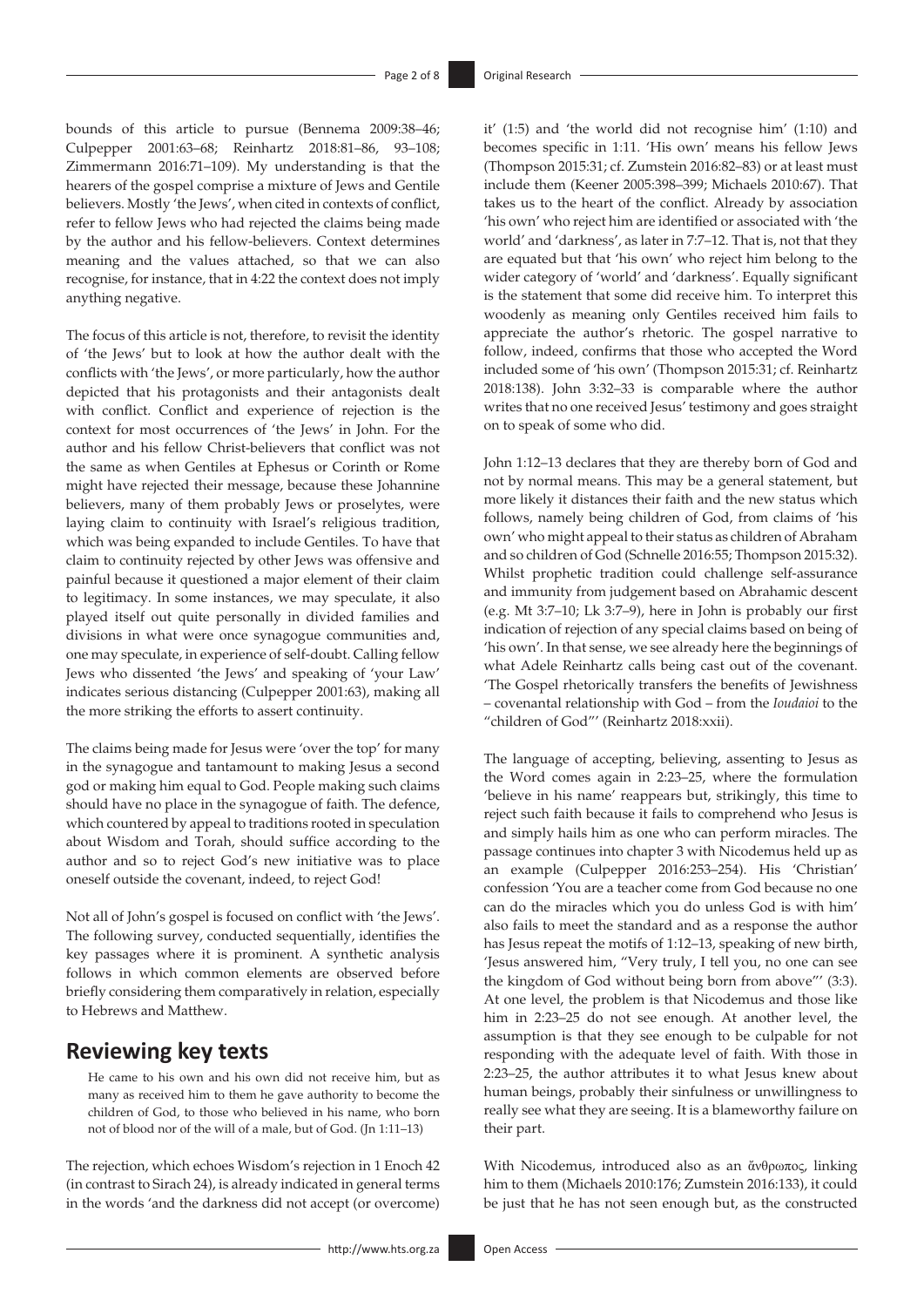bounds of this article to pursue (Bennema 2009:38–46; Culpepper 2001:63–68; Reinhartz 2018:81–86, 93–108; Zimmermann 2016:71–109). My understanding is that the hearers of the gospel comprise a mixture of Jews and Gentile believers. Mostly 'the Jews', when cited in contexts of conflict, refer to fellow Jews who had rejected the claims being made by the author and his fellow-believers. Context determines meaning and the values attached, so that we can also recognise, for instance, that in 4:22 the context does not imply anything negative.

The focus of this article is not, therefore, to revisit the identity of 'the Jews' but to look at how the author dealt with the conflicts with 'the Jews', or more particularly, how the author depicted that his protagonists and their antagonists dealt with conflict. Conflict and experience of rejection is the context for most occurrences of 'the Jews' in John. For the author and his fellow Christ-believers that conflict was not the same as when Gentiles at Ephesus or Corinth or Rome might have rejected their message, because these Johannine believers, many of them probably Jews or proselytes, were laying claim to continuity with Israel's religious tradition, which was being expanded to include Gentiles. To have that claim to continuity rejected by other Jews was offensive and painful because it questioned a major element of their claim to legitimacy. In some instances, we may speculate, it also played itself out quite personally in divided families and divisions in what were once synagogue communities and, one may speculate, in experience of self-doubt. Calling fellow Jews who dissented 'the Jews' and speaking of 'your Law' indicates serious distancing (Culpepper 2001:63), making all the more striking the efforts to assert continuity.

The claims being made for Jesus were 'over the top' for many in the synagogue and tantamount to making Jesus a second god or making him equal to God. People making such claims should have no place in the synagogue of faith. The defence, which countered by appeal to traditions rooted in speculation about Wisdom and Torah, should suffice according to the author and so to reject God's new initiative was to place oneself outside the covenant, indeed, to reject God!

Not all of John's gospel is focused on conflict with 'the Jews'. The following survey, conducted sequentially, identifies the key passages where it is prominent. A synthetic analysis follows in which common elements are observed before briefly considering them comparatively in relation, especially to Hebrews and Matthew.

## Reviewing key texts

> He came to his own and his own did not receive him, but as many as received him to them he gave authority to become the children of God, to those who believed in his name, who born not of blood nor of the will of a male, but of God. (Jn 1:11–13)

The rejection, which echoes Wisdom's rejection in 1 Enoch 42 (in contrast to Sirach 24), is already indicated in general terms in the words 'and the darkness did not accept (or overcome) it' (1:5) and 'the world did not recognise him' (1:10) and becomes specific in 1:11. 'His own' means his fellow Jews (Thompson 2015:31; cf. Zumstein 2016:82–83) or at least must include them (Keener 2005:398–399; Michaels 2010:67). That takes us to the heart of the conflict. Already by association 'his own' who reject him are identified or associated with 'the world' and 'darkness', as later in 7:7–12. That is, not that they are equated but that 'his own' who reject him belong to the wider category of 'world' and 'darkness'. Equally significant is the statement that some did receive him. To interpret this woodenly as meaning only Gentiles received him fails to appreciate the author's rhetoric. The gospel narrative to follow, indeed, confirms that those who accepted the Word included some of 'his own' (Thompson 2015:31; cf. Reinhartz 2018:138). John 3:32–33 is comparable where the author writes that no one received Jesus' testimony and goes straight on to speak of some who did.

John 1:12–13 declares that they are thereby born of God and not by normal means. This may be a general statement, but more likely it distances their faith and the new status which follows, namely being children of God, from claims of 'his own' who might appeal to their status as children of Abraham and so children of God (Schnelle 2016:55; Thompson 2015:32). Whilst prophetic tradition could challenge self-assurance and immunity from judgement based on Abrahamic descent (e.g. Mt 3:7–10; Lk 3:7–9), here in John is probably our first indication of rejection of any special claims based on being of 'his own'. In that sense, we see already here the beginnings of what Adele Reinhartz calls being cast out of the covenant. 'The Gospel rhetorically transfers the benefits of Jewishness – covenantal relationship with God – from the *Ioudaioi* to the "children of God"' (Reinhartz 2018:xxii).

The language of accepting, believing, assenting to Jesus as the Word comes again in 2:23–25, where the formulation 'believe in his name' reappears but, strikingly, this time to reject such faith because it fails to comprehend who Jesus is and simply hails him as one who can perform miracles. The passage continues into chapter 3 with Nicodemus held up as an example (Culpepper 2016:253–254). His 'Christian' confession 'You are a teacher come from God because no one can do the miracles which you do unless God is with him' also fails to meet the standard and as a response the author has Jesus repeat the motifs of 1:12–13, speaking of new birth, 'Jesus answered him, "Very truly, I tell you, no one can see the kingdom of God without being born from above"' (3:3). At one level, the problem is that Nicodemus and those like him in 2:23–25 do not see enough. At another level, the assumption is that they see enough to be culpable for not responding with the adequate level of faith. With those in 2:23–25, the author attributes it to what Jesus knew about human beings, probably their sinfulness or unwillingness to really see what they are seeing. It is a blameworthy failure on their part.

With Nicodemus, introduced also as an ἄνθρωπος, linking him to them (Michaels 2010:176; Zumstein 2016:133), it could be just that he has not seen enough but, as the constructed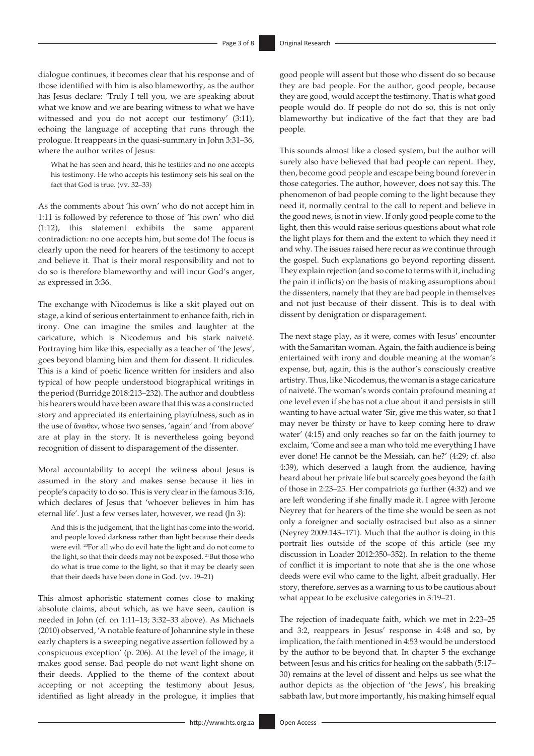dialogue continues, it becomes clear that his response and of those identified with him is also blameworthy, as the author has Jesus declare: 'Truly I tell you, we are speaking about what we know and we are bearing witness to what we have witnessed and you do not accept our testimony' (3:11), echoing the language of accepting that runs through the prologue. It reappears in the quasi-summary in John 3:31–36, where the author writes of Jesus:

> What he has seen and heard, this he testifies and no one accepts his testimony. He who accepts his testimony sets his seal on the fact that God is true. (vv. 32–33)

As the comments about 'his own' who do not accept him in 1:11 is followed by reference to those of 'his own' who did (1:12), this statement exhibits the same apparent contradiction: no one accepts him, but some do! The focus is clearly upon the need for hearers of the testimony to accept and believe it. That is their moral responsibility and not to do so is therefore blameworthy and will incur God's anger, as expressed in 3:36.

The exchange with Nicodemus is like a skit played out on stage, a kind of serious entertainment to enhance faith, rich in irony. One can imagine the smiles and laughter at the caricature, which is Nicodemus and his stark naiveté. Portraying him like this, especially as a teacher of 'the Jews', goes beyond blaming him and them for dissent. It ridicules. This is a kind of poetic licence written for insiders and also typical of how people understood biographical writings in the period (Burridge 2018:213–232). The author and doubtless his hearers would have been aware that this was a constructed story and appreciated its entertaining playfulness, such as in the use of ἄνωθεν, whose two senses, 'again' and 'from above' are at play in the story. It is nevertheless going beyond recognition of dissent to disparagement of the dissenter.

Moral accountability to accept the witness about Jesus is assumed in the story and makes sense because it lies in people's capacity to do so. This is very clear in the famous 3:16, which declares of Jesus that 'whoever believes in him has eternal life'. Just a few verses later, however, we read (Jn 3):

> And this is the judgement, that the light has come into the world, and people loved darkness rather than light because their deeds were evil. [20]For all who do evil hate the light and do not come to the light, so that their deeds may not be exposed. [21]But those who do what is true come to the light, so that it may be clearly seen that their deeds have been done in God. (vv. 19–21)

This almost aphoristic statement comes close to making absolute claims, about which, as we have seen, caution is needed in John (cf. on 1:11–13; 3:32–33 above). As Michaels (2010) observed, 'A notable feature of Johannine style in these early chapters is a sweeping negative assertion followed by a conspicuous exception' (p. 206). At the level of the image, it makes good sense. Bad people do not want light shone on their deeds. Applied to the theme of the context about accepting or not accepting the testimony about Jesus, identified as light already in the prologue, it implies that good people will assent but those who dissent do so because they are bad people. For the author, good people, because they are good, would accept the testimony. That is what good people would do. If people do not do so, this is not only blameworthy but indicative of the fact that they are bad people.

This sounds almost like a closed system, but the author will surely also have believed that bad people can repent. They, then, become good people and escape being bound forever in those categories. The author, however, does not say this. The phenomenon of bad people coming to the light because they need it, normally central to the call to repent and believe in the good news, is not in view. If only good people come to the light, then this would raise serious questions about what role the light plays for them and the extent to which they need it and why. The issues raised here recur as we continue through the gospel. Such explanations go beyond reporting dissent. They explain rejection (and so come to terms with it, including the pain it inflicts) on the basis of making assumptions about the dissenters, namely that they are bad people in themselves and not just because of their dissent. This is to deal with dissent by denigration or disparagement.

The next stage play, as it were, comes with Jesus' encounter with the Samaritan woman. Again, the faith audience is being entertained with irony and double meaning at the woman's expense, but, again, this is the author's consciously creative artistry. Thus, like Nicodemus, the woman is a stage caricature of naiveté. The woman's words contain profound meaning at one level even if she has not a clue about it and persists in still wanting to have actual water 'Sir, give me this water, so that I may never be thirsty or have to keep coming here to draw water' (4:15) and only reaches so far on the faith journey to exclaim, 'Come and see a man who told me everything I have ever done! He cannot be the Messiah, can he?' (4:29; cf. also 4:39), which deserved a laugh from the audience, having heard about her private life but scarcely goes beyond the faith of those in 2:23–25. Her compatriots go further (4:32) and we are left wondering if she finally made it. I agree with Jerome Neyrey that for hearers of the time she would be seen as not only a foreigner and socially ostracised but also as a sinner (Neyrey 2009:143–171). Much that the author is doing in this portrait lies outside of the scope of this article (see my discussion in Loader 2012:350–352). In relation to the theme of conflict it is important to note that she is the one whose deeds were evil who came to the light, albeit gradually. Her story, therefore, serves as a warning to us to be cautious about what appear to be exclusive categories in 3:19–21.

The rejection of inadequate faith, which we met in 2:23–25 and 3:2, reappears in Jesus' response in 4:48 and so, by implication, the faith mentioned in 4:53 would be understood by the author to be beyond that. In chapter 5 the exchange between Jesus and his critics for healing on the sabbath (5:17–30) remains at the level of dissent and helps us see what the author depicts as the objection of 'the Jews', his breaking sabbath law, but more importantly, his making himself equal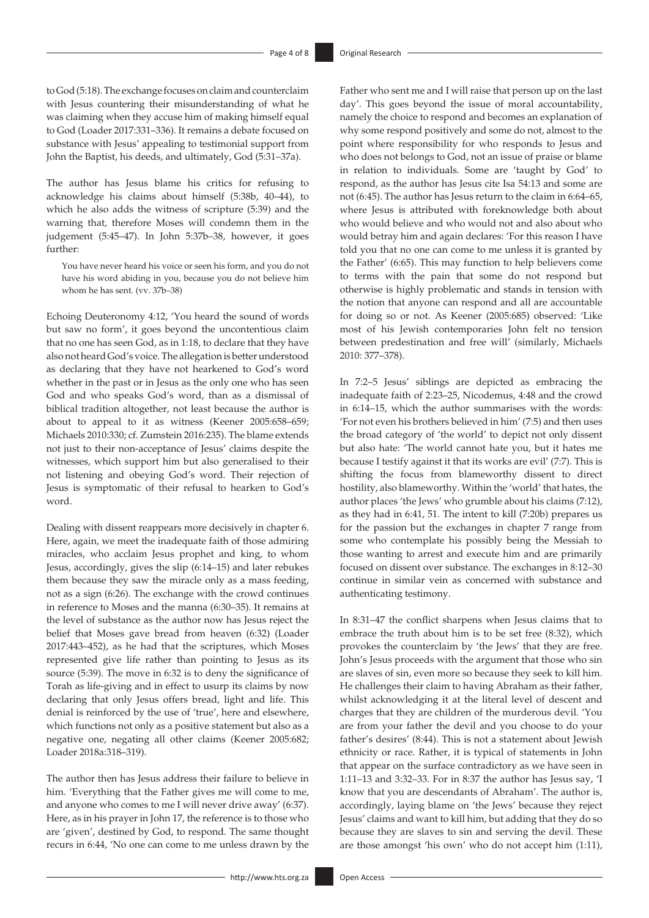to God (5:18). The exchange focuses on claim and counterclaim with Jesus countering their misunderstanding of what he was claiming when they accuse him of making himself equal to God (Loader 2017:331–336). It remains a debate focused on substance with Jesus' appealing to testimonial support from John the Baptist, his deeds, and ultimately, God (5:31–37a).

The author has Jesus blame his critics for refusing to acknowledge his claims about himself (5:38b, 40–44), to which he also adds the witness of scripture (5:39) and the warning that, therefore Moses will condemn them in the judgement (5:45–47). In John 5:37b–38, however, it goes further:

> You have never heard his voice or seen his form, and you do not have his word abiding in you, because you do not believe him whom he has sent. (vv. 37b–38)

Echoing Deuteronomy 4:12, 'You heard the sound of words but saw no form', it goes beyond the uncontentious claim that no one has seen God, as in 1:18, to declare that they have also not heard God's voice. The allegation is better understood as declaring that they have not hearkened to God's word whether in the past or in Jesus as the only one who has seen God and who speaks God's word, than as a dismissal of biblical tradition altogether, not least because the author is about to appeal to it as witness (Keener 2005:658–659; Michaels 2010:330; cf. Zumstein 2016:235). The blame extends not just to their non-acceptance of Jesus' claims despite the witnesses, which support him but also generalised to their not listening and obeying God's word. Their rejection of Jesus is symptomatic of their refusal to hearken to God's word.

Dealing with dissent reappears more decisively in chapter 6. Here, again, we meet the inadequate faith of those admiring miracles, who acclaim Jesus prophet and king, to whom Jesus, accordingly, gives the slip (6:14–15) and later rebukes them because they saw the miracle only as a mass feeding, not as a sign (6:26). The exchange with the crowd continues in reference to Moses and the manna (6:30–35). It remains at the level of substance as the author now has Jesus reject the belief that Moses gave bread from heaven (6:32) (Loader 2017:443–452), as he had that the scriptures, which Moses represented give life rather than pointing to Jesus as its source (5:39). The move in 6:32 is to deny the significance of Torah as life-giving and in effect to usurp its claims by now declaring that only Jesus offers bread, light and life. This denial is reinforced by the use of 'true', here and elsewhere, which functions not only as a positive statement but also as a negative one, negating all other claims (Keener 2005:682; Loader 2018a:318–319).

The author then has Jesus address their failure to believe in him. 'Everything that the Father gives me will come to me, and anyone who comes to me I will never drive away' (6:37). Here, as in his prayer in John 17, the reference is to those who are 'given', destined by God, to respond. The same thought recurs in 6:44, 'No one can come to me unless drawn by the Father who sent me and I will raise that person up on the last day'. This goes beyond the issue of moral accountability, namely the choice to respond and becomes an explanation of why some respond positively and some do not, almost to the point where responsibility for who responds to Jesus and who does not belongs to God, not an issue of praise or blame in relation to individuals. Some are 'taught by God' to respond, as the author has Jesus cite Isa 54:13 and some are not (6:45). The author has Jesus return to the claim in 6:64–65, where Jesus is attributed with foreknowledge both about who would believe and who would not and also about who would betray him and again declares: 'For this reason I have told you that no one can come to me unless it is granted by the Father' (6:65). This may function to help believers come to terms with the pain that some do not respond but otherwise is highly problematic and stands in tension with the notion that anyone can respond and all are accountable for doing so or not. As Keener (2005:685) observed: 'Like most of his Jewish contemporaries John felt no tension between predestination and free will' (similarly, Michaels 2010: 377–378).

In 7:2–5 Jesus' siblings are depicted as embracing the inadequate faith of 2:23–25, Nicodemus, 4:48 and the crowd in 6:14–15, which the author summarises with the words: 'For not even his brothers believed in him' (7:5) and then uses the broad category of 'the world' to depict not only dissent but also hate: 'The world cannot hate you, but it hates me because I testify against it that its works are evil' (7:7). This is shifting the focus from blameworthy dissent to direct hostility, also blameworthy. Within the 'world' that hates, the author places 'the Jews' who grumble about his claims (7:12), as they had in 6:41, 51. The intent to kill (7:20b) prepares us for the passion but the exchanges in chapter 7 range from some who contemplate his possibly being the Messiah to those wanting to arrest and execute him and are primarily focused on dissent over substance. The exchanges in 8:12–30 continue in similar vein as concerned with substance and authenticating testimony.

In 8:31–47 the conflict sharpens when Jesus claims that to embrace the truth about him is to be set free (8:32), which provokes the counterclaim by 'the Jews' that they are free. John's Jesus proceeds with the argument that those who sin are slaves of sin, even more so because they seek to kill him. He challenges their claim to having Abraham as their father, whilst acknowledging it at the literal level of descent and charges that they are children of the murderous devil. 'You are from your father the devil and you choose to do your father's desires' (8:44). This is not a statement about Jewish ethnicity or race. Rather, it is typical of statements in John that appear on the surface contradictory as we have seen in 1:11–13 and 3:32–33. For in 8:37 the author has Jesus say, 'I know that you are descendants of Abraham'. The author is, accordingly, laying blame on 'the Jews' because they reject Jesus' claims and want to kill him, but adding that they do so because they are slaves to sin and serving the devil. These are those amongst 'his own' who do not accept him (1:11),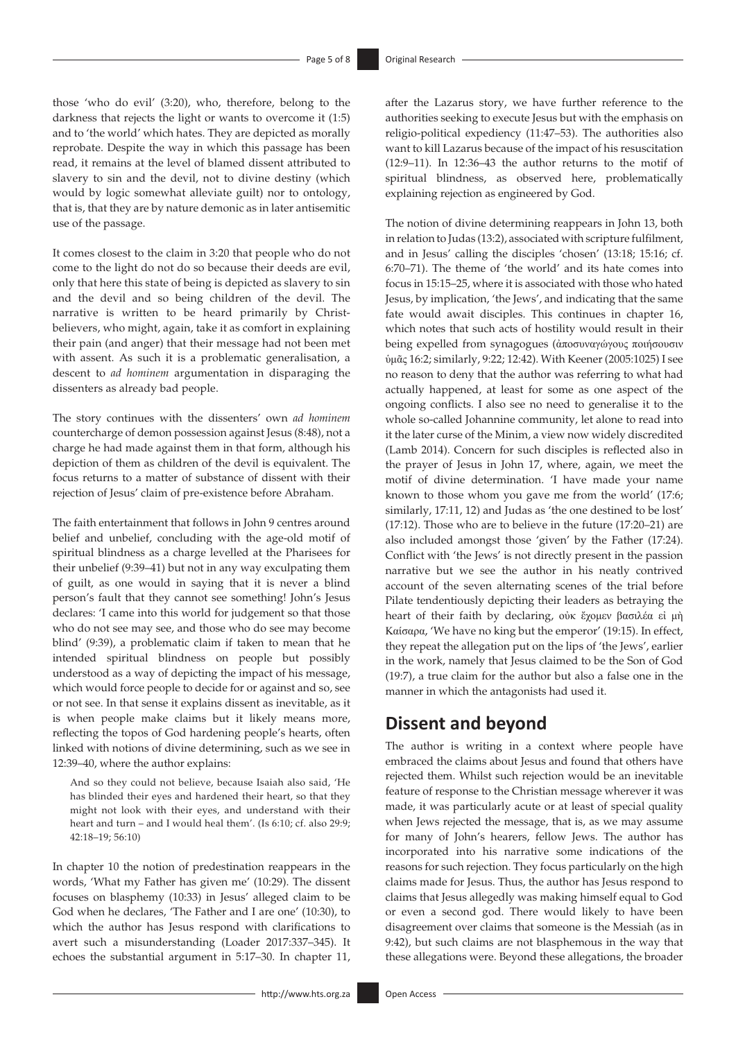those 'who do evil' (3:20), who, therefore, belong to the darkness that rejects the light or wants to overcome it (1:5) and to 'the world' which hates. They are depicted as morally reprobate. Despite the way in which this passage has been read, it remains at the level of blamed dissent attributed to slavery to sin and the devil, not to divine destiny (which would by logic somewhat alleviate guilt) nor to ontology, that is, that they are by nature demonic as in later antisemitic use of the passage.

It comes closest to the claim in 3:20 that people who do not come to the light do not do so because their deeds are evil, only that here this state of being is depicted as slavery to sin and the devil and so being children of the devil. The narrative is written to be heard primarily by Christ-believers, who might, again, take it as comfort in explaining their pain (and anger) that their message had not been met with assent. As such it is a problematic generalisation, a descent to *ad hominem* argumentation in disparaging the dissenters as already bad people.

The story continues with the dissenters' own *ad hominem* countercharge of demon possession against Jesus (8:48), not a charge he had made against them in that form, although his depiction of them as children of the devil is equivalent. The focus returns to a matter of substance of dissent with their rejection of Jesus' claim of pre-existence before Abraham.

The faith entertainment that follows in John 9 centres around belief and unbelief, concluding with the age-old motif of spiritual blindness as a charge levelled at the Pharisees for their unbelief (9:39–41) but not in any way exculpating them of guilt, as one would in saying that it is never a blind person's fault that they cannot see something! John's Jesus declares: 'I came into this world for judgement so that those who do not see may see, and those who do see may become blind' (9:39), a problematic claim if taken to mean that he intended spiritual blindness on people but possibly understood as a way of depicting the impact of his message, which would force people to decide for or against and so, see or not see. In that sense it explains dissent as inevitable, as it is when people make claims but it likely means more, reflecting the topos of God hardening people's hearts, often linked with notions of divine determining, such as we see in 12:39–40, where the author explains:

> And so they could not believe, because Isaiah also said, 'He has blinded their eyes and hardened their heart, so that they might not look with their eyes, and understand with their heart and turn – and I would heal them'. (Is 6:10; cf. also 29:9; 42:18–19; 56:10)

In chapter 10 the notion of predestination reappears in the words, 'What my Father has given me' (10:29). The dissent focuses on blasphemy (10:33) in Jesus' alleged claim to be God when he declares, 'The Father and I are one' (10:30), to which the author has Jesus respond with clarifications to avert such a misunderstanding (Loader 2017:337–345). It echoes the substantial argument in 5:17–30. In chapter 11, after the Lazarus story, we have further reference to the authorities seeking to execute Jesus but with the emphasis on religio-political expediency (11:47–53). The authorities also want to kill Lazarus because of the impact of his resuscitation (12:9–11). In 12:36–43 the author returns to the motif of spiritual blindness, as observed here, problematically explaining rejection as engineered by God.

The notion of divine determining reappears in John 13, both in relation to Judas (13:2), associated with scripture fulfilment, and in Jesus' calling the disciples 'chosen' (13:18; 15:16; cf. 6:70–71). The theme of 'the world' and its hate comes into focus in 15:15–25, where it is associated with those who hated Jesus, by implication, 'the Jews', and indicating that the same fate would await disciples. This continues in chapter 16, which notes that such acts of hostility would result in their being expelled from synagogues (ἀποσυναγώγους ποιήσουσιν ὑμᾶς 16:2; similarly, 9:22; 12:42). With Keener (2005:1025) I see no reason to deny that the author was referring to what had actually happened, at least for some as one aspect of the ongoing conflicts. I also see no need to generalise it to the whole so-called Johannine community, let alone to read into it the later curse of the Minim, a view now widely discredited (Lamb 2014). Concern for such disciples is reflected also in the prayer of Jesus in John 17, where, again, we meet the motif of divine determination. 'I have made your name known to those whom you gave me from the world' (17:6; similarly, 17:11, 12) and Judas as 'the one destined to be lost' (17:12). Those who are to believe in the future (17:20–21) are also included amongst those 'given' by the Father (17:24). Conflict with 'the Jews' is not directly present in the passion narrative but we see the author in his neatly contrived account of the seven alternating scenes of the trial before Pilate tendentiously depicting their leaders as betraying the heart of their faith by declaring, οὐκ ἔχομεν βασιλέα εἰ μὴ Καίσαρα, 'We have no king but the emperor' (19:15). In effect, they repeat the allegation put on the lips of 'the Jews', earlier in the work, namely that Jesus claimed to be the Son of God (19:7), a true claim for the author but also a false one in the manner in which the antagonists had used it.

## Dissent and beyond

The author is writing in a context where people have embraced the claims about Jesus and found that others have rejected them. Whilst such rejection would be an inevitable feature of response to the Christian message wherever it was made, it was particularly acute or at least of special quality when Jews rejected the message, that is, as we may assume for many of John's hearers, fellow Jews. The author has incorporated into his narrative some indications of the reasons for such rejection. They focus particularly on the high claims made for Jesus. Thus, the author has Jesus respond to claims that Jesus allegedly was making himself equal to God or even a second god. There would likely to have been disagreement over claims that someone is the Messiah (as in 9:42), but such claims are not blasphemous in the way that these allegations were. Beyond these allegations, the broader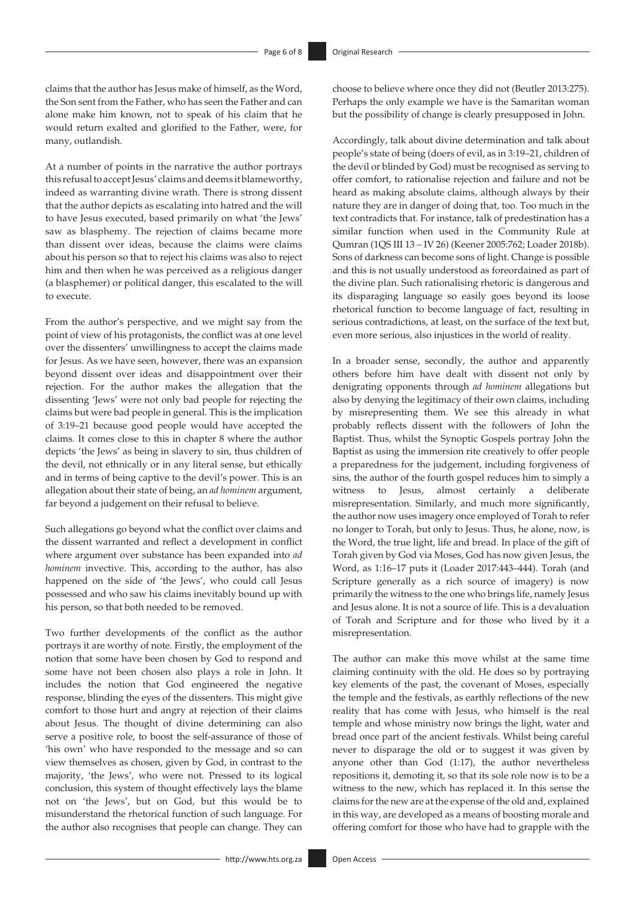claims that the author has Jesus make of himself, as the Word, the Son sent from the Father, who has seen the Father and can alone make him known, not to speak of his claim that he would return exalted and glorified to the Father, were, for many, outlandish.

At a number of points in the narrative the author portrays this refusal to accept Jesus' claims and deems it blameworthy, indeed as warranting divine wrath. There is strong dissent that the author depicts as escalating into hatred and the will to have Jesus executed, based primarily on what 'the Jews' saw as blasphemy. The rejection of claims became more than dissent over ideas, because the claims were claims about his person so that to reject his claims was also to reject him and then when he was perceived as a religious danger (a blasphemer) or political danger, this escalated to the will to execute.

From the author's perspective, and we might say from the point of view of his protagonists, the conflict was at one level over the dissenters' unwillingness to accept the claims made for Jesus. As we have seen, however, there was an expansion beyond dissent over ideas and disappointment over their rejection. For the author makes the allegation that the dissenting 'Jews' were not only bad people for rejecting the claims but were bad people in general. This is the implication of 3:19–21 because good people would have accepted the claims. It comes close to this in chapter 8 where the author depicts 'the Jews' as being in slavery to sin, thus children of the devil, not ethnically or in any literal sense, but ethically and in terms of being captive to the devil's power. This is an allegation about their state of being, an *ad hominem* argument, far beyond a judgement on their refusal to believe.

Such allegations go beyond what the conflict over claims and the dissent warranted and reflect a development in conflict where argument over substance has been expanded into *ad hominem* invective. This, according to the author, has also happened on the side of 'the Jews', who could call Jesus possessed and who saw his claims inevitably bound up with his person, so that both needed to be removed.

Two further developments of the conflict as the author portrays it are worthy of note. Firstly, the employment of the notion that some have been chosen by God to respond and some have not been chosen also plays a role in John. It includes the notion that God engineered the negative response, blinding the eyes of the dissenters. This might give comfort to those hurt and angry at rejection of their claims about Jesus. The thought of divine determining can also serve a positive role, to boost the self-assurance of those of 'his own' who have responded to the message and so can view themselves as chosen, given by God, in contrast to the majority, 'the Jews', who were not. Pressed to its logical conclusion, this system of thought effectively lays the blame not on 'the Jews', but on God, but this would be to misunderstand the rhetorical function of such language. For the author also recognises that people can change. They can choose to believe where once they did not (Beutler 2013:275). Perhaps the only example we have is the Samaritan woman but the possibility of change is clearly presupposed in John.

Accordingly, talk about divine determination and talk about people's state of being (doers of evil, as in 3:19–21, children of the devil or blinded by God) must be recognised as serving to offer comfort, to rationalise rejection and failure and not be heard as making absolute claims, although always by their nature they are in danger of doing that, too. Too much in the text contradicts that. For instance, talk of predestination has a similar function when used in the Community Rule at Qumran (1QS III 13 – IV 26) (Keener 2005:762; Loader 2018b). Sons of darkness can become sons of light. Change is possible and this is not usually understood as foreordained as part of the divine plan. Such rationalising rhetoric is dangerous and its disparaging language so easily goes beyond its loose rhetorical function to become language of fact, resulting in serious contradictions, at least, on the surface of the text but, even more serious, also injustices in the world of reality.

In a broader sense, secondly, the author and apparently others before him have dealt with dissent not only by denigrating opponents through *ad hominem* allegations but also by denying the legitimacy of their own claims, including by misrepresenting them. We see this already in what probably reflects dissent with the followers of John the Baptist. Thus, whilst the Synoptic Gospels portray John the Baptist as using the immersion rite creatively to offer people a preparedness for the judgement, including forgiveness of sins, the author of the fourth gospel reduces him to simply a witness to Jesus, almost certainly a deliberate misrepresentation. Similarly, and much more significantly, the author now uses imagery once employed of Torah to refer no longer to Torah, but only to Jesus. Thus, he alone, now, is the Word, the true light, life and bread. In place of the gift of Torah given by God via Moses, God has now given Jesus, the Word, as 1:16–17 puts it (Loader 2017:443–444). Torah (and Scripture generally as a rich source of imagery) is now primarily the witness to the one who brings life, namely Jesus and Jesus alone. It is not a source of life. This is a devaluation of Torah and Scripture and for those who lived by it a misrepresentation.

The author can make this move whilst at the same time claiming continuity with the old. He does so by portraying key elements of the past, the covenant of Moses, especially the temple and the festivals, as earthly reflections of the new reality that has come with Jesus, who himself is the real temple and whose ministry now brings the light, water and bread once part of the ancient festivals. Whilst being careful never to disparage the old or to suggest it was given by anyone other than God (1:17), the author nevertheless repositions it, demoting it, so that its sole role now is to be a witness to the new, which has replaced it. In this sense the claims for the new are at the expense of the old and, explained in this way, are developed as a means of boosting morale and offering comfort for those who have had to grapple with the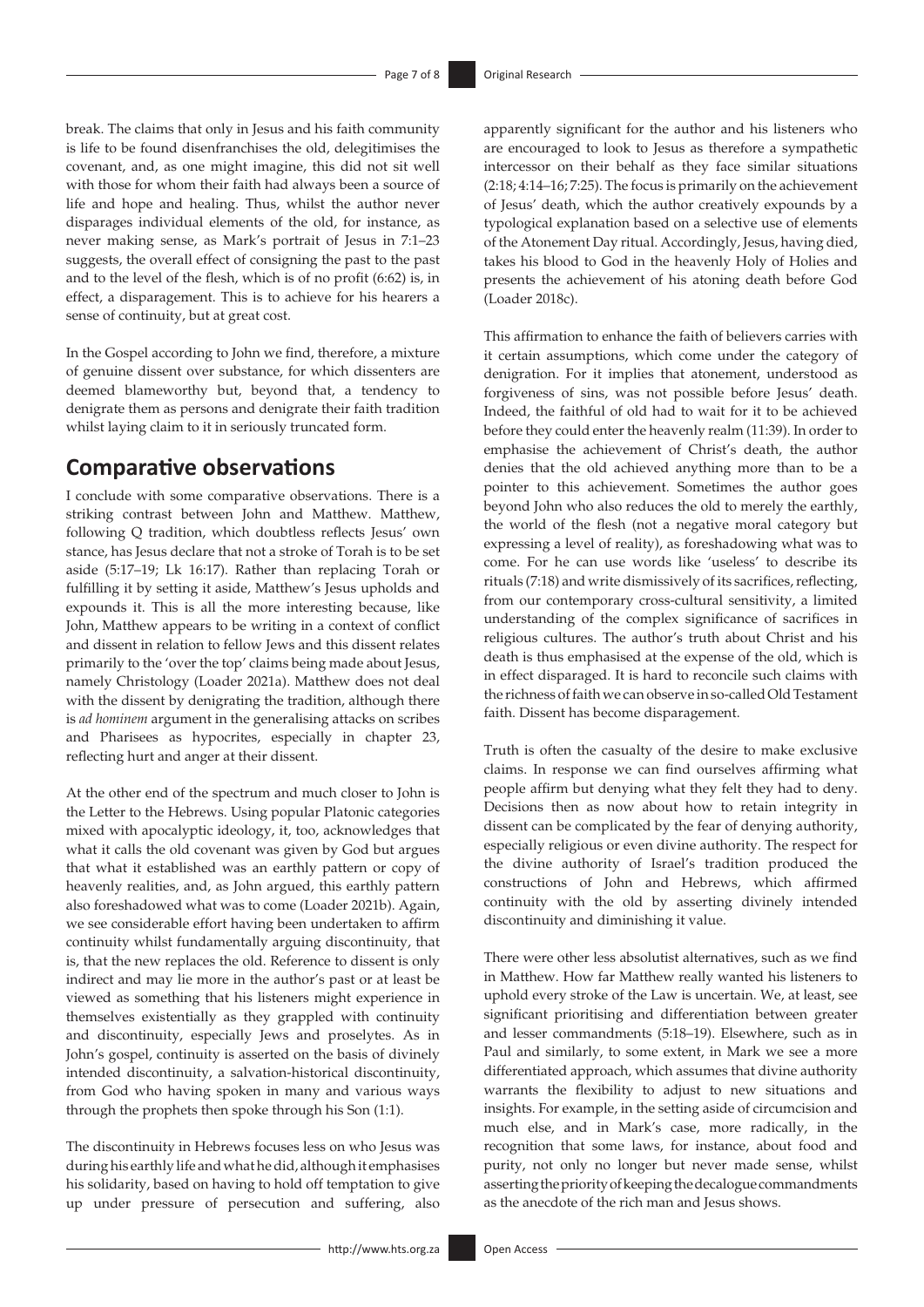break. The claims that only in Jesus and his faith community is life to be found disenfranchises the old, delegitimises the covenant, and, as one might imagine, this did not sit well with those for whom their faith had always been a source of life and hope and healing. Thus, whilst the author never disparages individual elements of the old, for instance, as never making sense, as Mark's portrait of Jesus in 7:1–23 suggests, the overall effect of consigning the past to the past and to the level of the flesh, which is of no profit (6:62) is, in effect, a disparagement. This is to achieve for his hearers a sense of continuity, but at great cost.

In the Gospel according to John we find, therefore, a mixture of genuine dissent over substance, for which dissenters are deemed blameworthy but, beyond that, a tendency to denigrate them as persons and denigrate their faith tradition whilst laying claim to it in seriously truncated form.

## Comparative observations

I conclude with some comparative observations. There is a striking contrast between John and Matthew. Matthew, following Q tradition, which doubtless reflects Jesus' own stance, has Jesus declare that not a stroke of Torah is to be set aside (5:17–19; Lk 16:17). Rather than replacing Torah or fulfilling it by setting it aside, Matthew's Jesus upholds and expounds it. This is all the more interesting because, like John, Matthew appears to be writing in a context of conflict and dissent in relation to fellow Jews and this dissent relates primarily to the 'over the top' claims being made about Jesus, namely Christology (Loader 2021a). Matthew does not deal with the dissent by denigrating the tradition, although there is *ad hominem* argument in the generalising attacks on scribes and Pharisees as hypocrites, especially in chapter 23, reflecting hurt and anger at their dissent.

At the other end of the spectrum and much closer to John is the Letter to the Hebrews. Using popular Platonic categories mixed with apocalyptic ideology, it, too, acknowledges that what it calls the old covenant was given by God but argues that what it established was an earthly pattern or copy of heavenly realities, and, as John argued, this earthly pattern also foreshadowed what was to come (Loader 2021b). Again, we see considerable effort having been undertaken to affirm continuity whilst fundamentally arguing discontinuity, that is, that the new replaces the old. Reference to dissent is only indirect and may lie more in the author's past or at least be viewed as something that his listeners might experience in themselves existentially as they grappled with continuity and discontinuity, especially Jews and proselytes. As in John's gospel, continuity is asserted on the basis of divinely intended discontinuity, a salvation-historical discontinuity, from God who having spoken in many and various ways through the prophets then spoke through his Son (1:1).

The discontinuity in Hebrews focuses less on who Jesus was during his earthly life and what he did, although it emphasises his solidarity, based on having to hold off temptation to give up under pressure of persecution and suffering, also apparently significant for the author and his listeners who are encouraged to look to Jesus as therefore a sympathetic intercessor on their behalf as they face similar situations (2:18; 4:14–16; 7:25). The focus is primarily on the achievement of Jesus' death, which the author creatively expounds by a typological explanation based on a selective use of elements of the Atonement Day ritual. Accordingly, Jesus, having died, takes his blood to God in the heavenly Holy of Holies and presents the achievement of his atoning death before God (Loader 2018c).

This affirmation to enhance the faith of believers carries with it certain assumptions, which come under the category of denigration. For it implies that atonement, understood as forgiveness of sins, was not possible before Jesus' death. Indeed, the faithful of old had to wait for it to be achieved before they could enter the heavenly realm (11:39). In order to emphasise the achievement of Christ's death, the author denies that the old achieved anything more than to be a pointer to this achievement. Sometimes the author goes beyond John who also reduces the old to merely the earthly, the world of the flesh (not a negative moral category but expressing a level of reality), as foreshadowing what was to come. For he can use words like 'useless' to describe its rituals (7:18) and write dismissively of its sacrifices, reflecting, from our contemporary cross-cultural sensitivity, a limited understanding of the complex significance of sacrifices in religious cultures. The author's truth about Christ and his death is thus emphasised at the expense of the old, which is in effect disparaged. It is hard to reconcile such claims with the richness of faith we can observe in so-called Old Testament faith. Dissent has become disparagement.

Truth is often the casualty of the desire to make exclusive claims. In response we can find ourselves affirming what people affirm but denying what they felt they had to deny. Decisions then as now about how to retain integrity in dissent can be complicated by the fear of denying authority, especially religious or even divine authority. The respect for the divine authority of Israel's tradition produced the constructions of John and Hebrews, which affirmed continuity with the old by asserting divinely intended discontinuity and diminishing it value.

There were other less absolutist alternatives, such as we find in Matthew. How far Matthew really wanted his listeners to uphold every stroke of the Law is uncertain. We, at least, see significant prioritising and differentiation between greater and lesser commandments (5:18–19). Elsewhere, such as in Paul and similarly, to some extent, in Mark we see a more differentiated approach, which assumes that divine authority warrants the flexibility to adjust to new situations and insights. For example, in the setting aside of circumcision and much else, and in Mark's case, more radically, in the recognition that some laws, for instance, about food and purity, not only no longer but never made sense, whilst asserting the priority of keeping the decalogue commandments as the anecdote of the rich man and Jesus shows.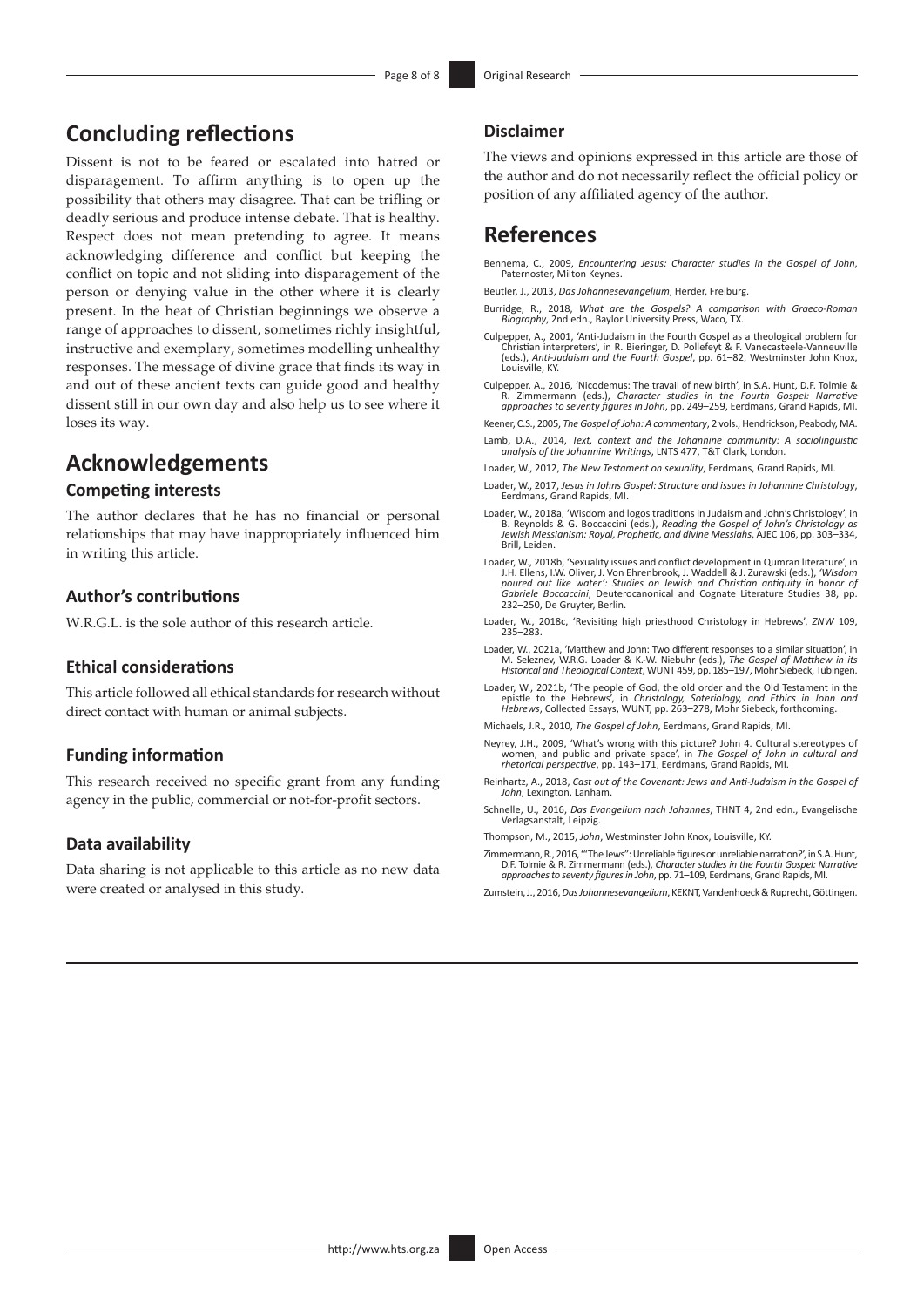## Concluding reflections

Dissent is not to be feared or escalated into hatred or disparagement. To affirm anything is to open up the possibility that others may disagree. That can be trifling or deadly serious and produce intense debate. That is healthy. Respect does not mean pretending to agree. It means acknowledging difference and conflict but keeping the conflict on topic and not sliding into disparagement of the person or denying value in the other where it is clearly present. In the heat of Christian beginnings we observe a range of approaches to dissent, sometimes richly insightful, instructive and exemplary, sometimes modelling unhealthy responses. The message of divine grace that finds its way in and out of these ancient texts can guide good and healthy dissent still in our own day and also help us to see where it loses its way.

## Acknowledgements

### Competing interests

The author declares that he has no financial or personal relationships that may have inappropriately influenced him in writing this article.

### Author's contributions

W.R.G.L. is the sole author of this research article.

### Ethical considerations

This article followed all ethical standards for research without direct contact with human or animal subjects.

### Funding information

This research received no specific grant from any funding agency in the public, commercial or not-for-profit sectors.

### Data availability

Data sharing is not applicable to this article as no new data were created or analysed in this study.

### Disclaimer

The views and opinions expressed in this article are those of the author and do not necessarily reflect the official policy or position of any affiliated agency of the author.

## References

Bennema, C., 2009, *Encountering Jesus: Character studies in the Gospel of John*, Paternoster, Milton Keynes.

Beutler, J., 2013, *Das Johannesevangelium*, Herder, Freiburg.

Burridge, R., 2018, *What are the Gospels? A comparison with Graeco-Roman Biography*, 2nd edn., Baylor University Press, Waco, TX.

Culpepper, A., 2001, 'Anti-Judaism in the Fourth Gospel as a theological problem for Christian interpreters', in R. Bieringer, D. Pollefeyt & F. Vanecasteele-Vanneuville (eds.), *Anti-Judaism and the Fourth Gospel*, pp. 61–82, Westminster John Knox, Louisville, KY.

Culpepper, A., 2016, 'Nicodemus: The travail of new birth', in S.A. Hunt, D.F. Tolmie & R. Zimmermann (eds.), *Character studies in the Fourth Gospel: Narrative approaches to seventy figures in John*, pp. 249–259, Eerdmans, Grand Rapids, MI.

Keener, C.S., 2005, *The Gospel of John: A commentary*, 2 vols., Hendrickson, Peabody, MA.

Lamb, D.A., 2014, *Text, context and the Johannine community: A sociolinguistic analysis of the Johannine Writings*, LNTS 477, T&T Clark, London.

Loader, W., 2012, *The New Testament on sexuality*, Eerdmans, Grand Rapids, MI.

Loader, W., 2017, *Jesus in Johns Gospel: Structure and issues in Johannine Christology*, Eerdmans, Grand Rapids, MI.

Loader, W., 2018a, 'Wisdom and logos traditions in Judaism and John's Christology', in B. Reynolds & G. Boccaccini (eds.), *Reading the Gospel of John's Christology as Jewish Messianism: Royal, Prophetic, and divine Messiahs*, AJEC 106, pp. 303–334, Brill, Leiden.

Loader, W., 2018b, 'Sexuality issues and conflict development in Qumran literature', in J.H. Ellens, I.W. Oliver, J. Von Ehrenbrook, J. Waddell & J. Zurawski (eds.), *'Wisdom poured out like water': Studies on Jewish and Christian antiquity in honor of Gabriele Boccaccini*, Deuterocanonical and Cognate Literature Studies 38, pp. 232–250, De Gruyter, Berlin.

Loader, W., 2018c, 'Revisiting high priesthood Christology in Hebrews', *ZNW* 109, 235–283.

Loader, W., 2021a, 'Matthew and John: Two different responses to a similar situation', in M. Seleznev, W.R.G. Loader & K.-W. Niebuhr (eds.), *The Gospel of Matthew in its Historical and Theological Context*, WUNT 459, pp. 185–197, Mohr Siebeck, Tübingen.

Loader, W., 2021b, 'The people of God, the old order and the Old Testament in the epistle to the Hebrews', in *Christology, Soteriology, and Ethics in John and Hebrews*, Collected Essays, WUNT, pp. 263–278, Mohr Siebeck, forthcoming.

Michaels, J.R., 2010, *The Gospel of John*, Eerdmans, Grand Rapids, MI.

Neyrey, J.H., 2009, 'What's wrong with this picture? John 4. Cultural stereotypes of women, and public and private space', in *The Gospel of John in cultural and rhetorical perspective*, pp. 143–171, Eerdmans, Grand Rapids, MI.

Reinhartz, A., 2018, *Cast out of the Covenant: Jews and Anti-Judaism in the Gospel of John*, Lexington, Lanham.

Schnelle, U., 2016, *Das Evangelium nach Johannes*, THNT 4, 2nd edn., Evangelische Verlagsanstalt, Leipzig.

Thompson, M., 2015, *John*, Westminster John Knox, Louisville, KY.

Zimmermann, R., 2016, '"The Jews": Unreliable figures or unreliable narration?', in S.A. Hunt, D.F. Tolmie & R. Zimmermann (eds.), *Character studies in the Fourth Gospel: Narrative approaches to seventy figures in John*, pp. 71–109, Eerdmans, Grand Rapids, MI.

Zumstein, J., 2016, *Das Johannesevangelium*, KEKNT, Vandenhoeck & Ruprecht, Göttingen.